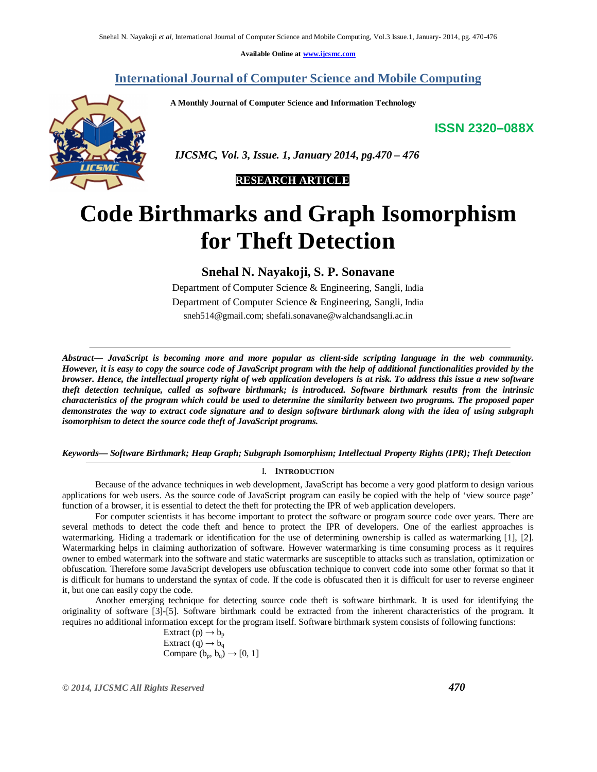Available Online at www.ijcsmc.com

# International Journal of Computer Science and Mobile Computing

**A Monthly Journal of Computer Science and Information Technology**

**ISSN 2320–088X**

*IJCSMC, Vol. 3, Issue. 1, January 2014, pg.470 – 476*

**RESEARCH ARTICLE**

# Code Birthmarks and Graph Isomorphism for Theft Detection

**Snehal N. Nayakoji, S. P. Sonavane**

Department of Computer Science & Engineering, Sangli, India
Department of Computer Science & Engineering, Sangli, India
sneh514@gmail.com; shefali.sonavane@walchandsangli.ac.in

***Abstract— JavaScript is becoming more and more popular as client-side scripting language in the web community. However, it is easy to copy the source code of JavaScript program with the help of additional functionalities provided by the browser. Hence, the intellectual property right of web application developers is at risk. To address this issue a new software theft detection technique, called as software birthmark; is introduced. Software birthmark results from the intrinsic characteristics of the program which could be used to determine the similarity between two programs. The proposed paper demonstrates the way to extract code signature and to design software birthmark along with the idea of using subgraph isomorphism to detect the source code theft of JavaScript programs.***

***Keywords— Software Birthmark; Heap Graph; Subgraph Isomorphism; Intellectual Property Rights (IPR); Theft Detection***

## I. Introduction

Because of the advance techniques in web development, JavaScript has become a very good platform to design various applications for web users. As the source code of JavaScript program can easily be copied with the help of 'view source page' function of a browser, it is essential to detect the theft for protecting the IPR of web application developers.

For computer scientists it has become important to protect the software or program source code over years. There are several methods to detect the code theft and hence to protect the IPR of developers. One of the earliest approaches is watermarking. Hiding a trademark or identification for the use of determining ownership is called as watermarking [1], [2]. Watermarking helps in claiming authorization of software. However watermarking is time consuming process as it requires owner to embed watermark into the software and static watermarks are susceptible to attacks such as translation, optimization or obfuscation. Therefore some JavaScript developers use obfuscation technique to convert code into some other format so that it is difficult for humans to understand the syntax of code. If the code is obfuscated then it is difficult for user to reverse engineer it, but one can easily copy the code.

Another emerging technique for detecting source code theft is software birthmark. It is used for identifying the originality of software [3]-[5]. Software birthmark could be extracted from the inherent characteristics of the program. It requires no additional information except for the program itself. Software birthmark system consists of following functions:

$$\text{Extract}(p) \rightarrow b_p$$
$$\text{Extract}(q) \rightarrow b_q$$
$$\text{Compare}(b_p, b_q) \rightarrow [0, 1]$$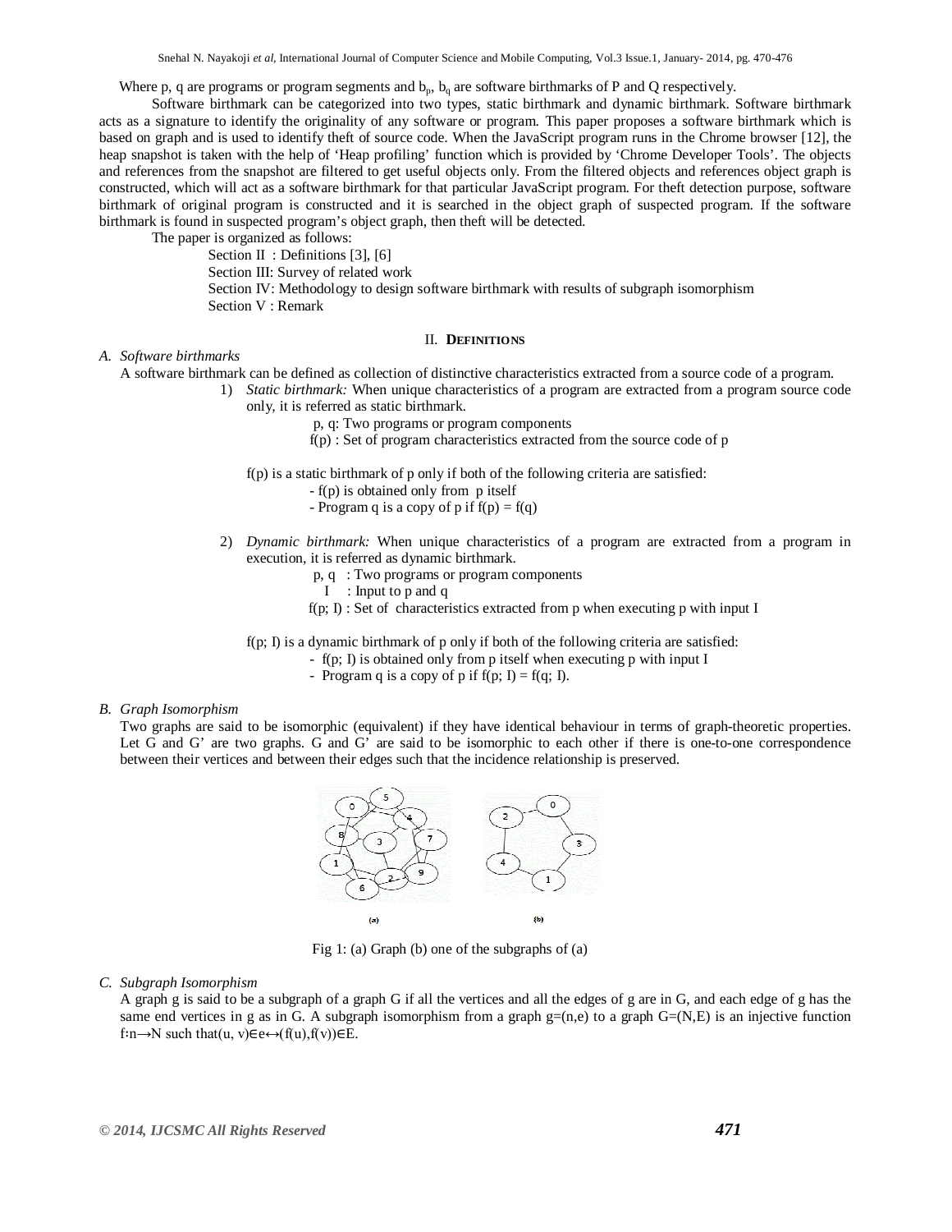Where p, q are programs or program segments and $b_p$, $b_q$ are software birthmarks of P and Q respectively.

Software birthmark can be categorized into two types, static birthmark and dynamic birthmark. Software birthmark acts as a signature to identify the originality of any software or program. This paper proposes a software birthmark which is based on graph and is used to identify theft of source code. When the JavaScript program runs in the Chrome browser [12], the heap snapshot is taken with the help of 'Heap profiling' function which is provided by 'Chrome Developer Tools'. The objects and references from the snapshot are filtered to get useful objects only. From the filtered objects and references object graph is constructed, which will act as a software birthmark for that particular JavaScript program. For theft detection purpose, software birthmark of original program is constructed and it is searched in the object graph of suspected program. If the software birthmark is found in suspected program's object graph, then theft will be detected.

The paper is organized as follows:

Section II : Definitions [3], [6]
Section III: Survey of related work
Section IV: Methodology to design software birthmark with results of subgraph isomorphism
Section V : Remark

## II. Definitions

### A. Software birthmarks

A software birthmark can be defined as collection of distinctive characteristics extracted from a source code of a program.

1) *Static birthmark:* When unique characteristics of a program are extracted from a program source code only, it is referred as static birthmark.

   p, q: Two programs or program components
   f(p) : Set of program characteristics extracted from the source code of p

   f(p) is a static birthmark of p only if both of the following criteria are satisfied:
   - f(p) is obtained only from p itself
   - Program q is a copy of p if f(p) = f(q)

2) *Dynamic birthmark:* When unique characteristics of a program are extracted from a program in execution, it is referred as dynamic birthmark.

   p, q : Two programs or program components
   I : Input to p and q
   f(p; I) : Set of characteristics extracted from p when executing p with input I

   f(p; I) is a dynamic birthmark of p only if both of the following criteria are satisfied:
   - f(p; I) is obtained only from p itself when executing p with input I
   - Program q is a copy of p if f(p; I) = f(q; I).

### B. Graph Isomorphism

Two graphs are said to be isomorphic (equivalent) if they have identical behaviour in terms of graph-theoretic properties. Let G and G' are two graphs. G and G' are said to be isomorphic to each other if there is one-to-one correspondence between their vertices and between their edges such that the incidence relationship is preserved.

Fig 1: (a) Graph (b) one of the subgraphs of (a)

### C. Subgraph Isomorphism

A graph g is said to be a subgraph of a graph G if all the vertices and all the edges of g are in G, and each edge of g has the same end vertices in g as in G. A subgraph isomorphism from a graph g=(n,e) to a graph G=(N,E) is an injective function $f{:}n \rightarrow N$ such that $(u, v) \in e \leftrightarrow (f(u), f(v)) \in E$.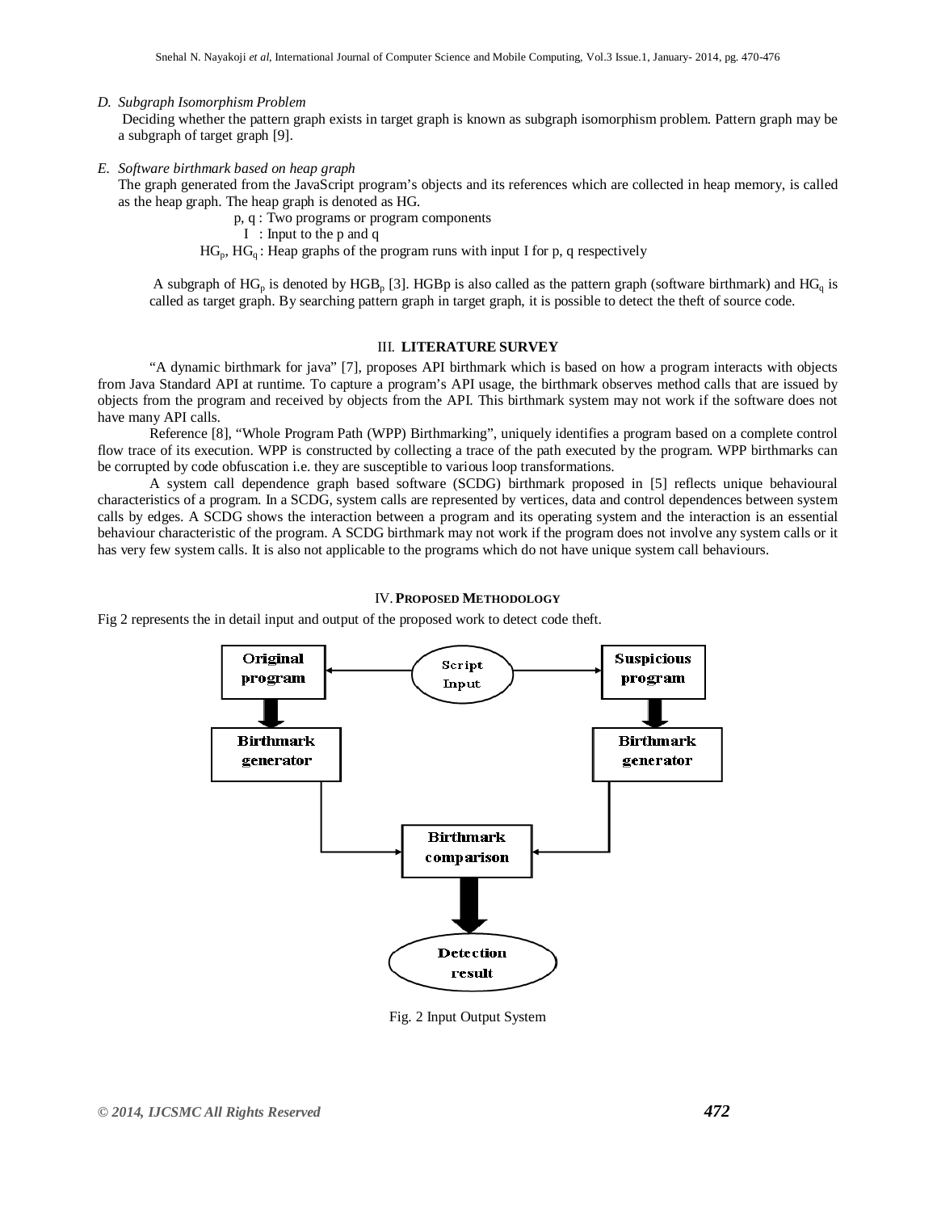*D. Subgraph Isomorphism Problem*

Deciding whether the pattern graph exists in target graph is known as subgraph isomorphism problem. Pattern graph may be a subgraph of target graph [9].

*E. Software birthmark based on heap graph*

The graph generated from the JavaScript program's objects and its references which are collected in heap memory, is called as the heap graph. The heap graph is denoted as HG.

p, q : Two programs or program components

I : Input to the p and q

$HG_p$, $HG_q$ : Heap graphs of the program runs with input I for p, q respectively

A subgraph of $HG_p$ is denoted by $HGB_p$ [3]. HGBp is also called as the pattern graph (software birthmark) and $HG_q$ is called as target graph. By searching pattern graph in target graph, it is possible to detect the theft of source code.

## III. LITERATURE SURVEY

"A dynamic birthmark for java" [7], proposes API birthmark which is based on how a program interacts with objects from Java Standard API at runtime. To capture a program's API usage, the birthmark observes method calls that are issued by objects from the program and received by objects from the API. This birthmark system may not work if the software does not have many API calls.

Reference [8], "Whole Program Path (WPP) Birthmarking", uniquely identifies a program based on a complete control flow trace of its execution. WPP is constructed by collecting a trace of the path executed by the program. WPP birthmarks can be corrupted by code obfuscation i.e. they are susceptible to various loop transformations.

A system call dependence graph based software (SCDG) birthmark proposed in [5] reflects unique behavioural characteristics of a program. In a SCDG, system calls are represented by vertices, data and control dependences between system calls by edges. A SCDG shows the interaction between a program and its operating system and the interaction is an essential behaviour characteristic of the program. A SCDG birthmark may not work if the program does not involve any system calls or it has very few system calls. It is also not applicable to the programs which do not have unique system call behaviours.

## IV. PROPOSED METHODOLOGY

Fig 2 represents the in detail input and output of the proposed work to detect code theft.

Fig. 2 Input Output System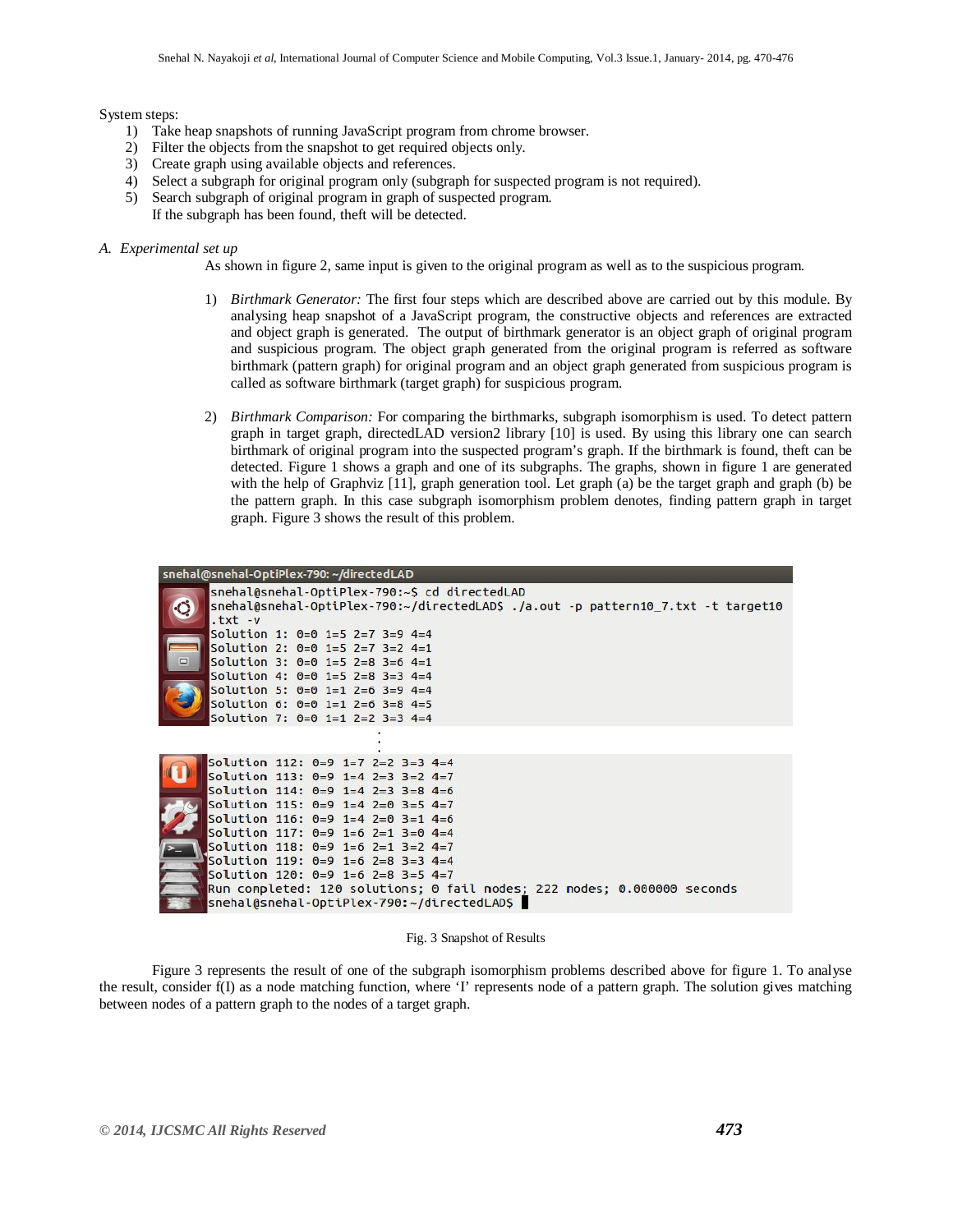System steps:

1) Take heap snapshots of running JavaScript program from chrome browser.
2) Filter the objects from the snapshot to get required objects only.
3) Create graph using available objects and references.
4) Select a subgraph for original program only (subgraph for suspected program is not required).
5) Search subgraph of original program in graph of suspected program.
   If the subgraph has been found, theft will be detected.

### A. *Experimental set up*

As shown in figure 2, same input is given to the original program as well as to the suspicious program.

1) *Birthmark Generator:* The first four steps which are described above are carried out by this module. By analysing heap snapshot of a JavaScript program, the constructive objects and references are extracted and object graph is generated. The output of birthmark generator is an object graph of original program and suspicious program. The object graph generated from the original program is referred as software birthmark (pattern graph) for original program and an object graph generated from suspicious program is called as software birthmark (target graph) for suspicious program.

2) *Birthmark Comparison:* For comparing the birthmarks, subgraph isomorphism is used. To detect pattern graph in target graph, directedLAD version2 library [10] is used. By using this library one can search birthmark of original program into the suspected program's graph. If the birthmark is found, theft can be detected. Figure 1 shows a graph and one of its subgraphs. The graphs, shown in figure 1 are generated with the help of Graphviz [11], graph generation tool. Let graph (a) be the target graph and graph (b) be the pattern graph. In this case subgraph isomorphism problem denotes, finding pattern graph in target graph. Figure 3 shows the result of this problem.

```
snehal@snehal-OptiPlex-790: ~/directedLAD
snehal@snehal-OptiPlex-790:~$ cd directedLAD
snehal@snehal-OptiPlex-790:~/directedLAD$ ./a.out -p pattern10_7.txt -t target10
.txt -v
Solution 1: 0=0 1=5 2=7 3=9 4=4
Solution 2: 0=0 1=5 2=7 3=2 4=1
Solution 3: 0=0 1=5 2=8 3=6 4=1
Solution 4: 0=0 1=5 2=8 3=3 4=4
Solution 5: 0=0 1=1 2=6 3=9 4=4
Solution 6: 0=0 1=1 2=6 3=8 4=5
Solution 7: 0=0 1=1 2=2 3=3 4=4
        .
        .
        .
Solution 112: 0=9 1=7 2=2 3=3 4=4
Solution 113: 0=9 1=4 2=3 3=2 4=7
Solution 114: 0=9 1=4 2=3 3=8 4=6
Solution 115: 0=9 1=4 2=0 3=5 4=7
Solution 116: 0=9 1=4 2=0 3=1 4=6
Solution 117: 0=9 1=6 2=1 3=0 4=4
Solution 118: 0=9 1=6 2=1 3=2 4=7
Solution 119: 0=9 1=6 2=8 3=3 4=4
Solution 120: 0=9 1=6 2=8 3=5 4=7
Run completed: 120 solutions; 0 fail nodes; 222 nodes; 0.000000 seconds
snehal@snehal-OptiPlex-790:~/directedLAD$
```

Fig. 3 Snapshot of Results

Figure 3 represents the result of one of the subgraph isomorphism problems described above for figure 1. To analyse the result, consider f(I) as a node matching function, where 'I' represents node of a pattern graph. The solution gives matching between nodes of a pattern graph to the nodes of a target graph.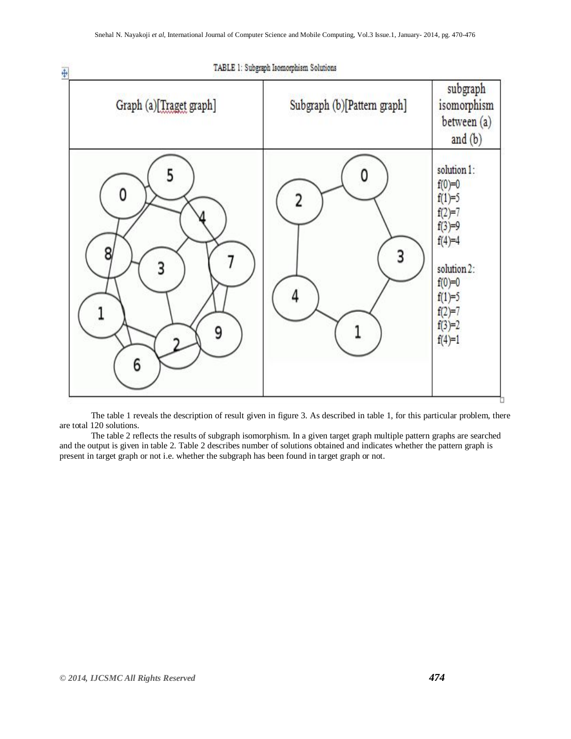TABLE 1: Subgraph Isomorphism Solutions

| Graph (a)[Traget graph] | Subgraph (b)[Pattern graph] | subgraph isomorphism between (a) and (b) |
| --- | --- | --- |
| | | solution 1: f(0)=0 f(1)=5 f(2)=7 f(3)=9 f(4)=4 solution 2: f(0)=0 f(1)=5 f(2)=7 f(3)=2 f(4)=1 |

The table 1 reveals the description of result given in figure 3. As described in table 1, for this particular problem, there are total 120 solutions.

The table 2 reflects the results of subgraph isomorphism. In a given target graph multiple pattern graphs are searched and the output is given in table 2. Table 2 describes number of solutions obtained and indicates whether the pattern graph is present in target graph or not i.e. whether the subgraph has been found in target graph or not.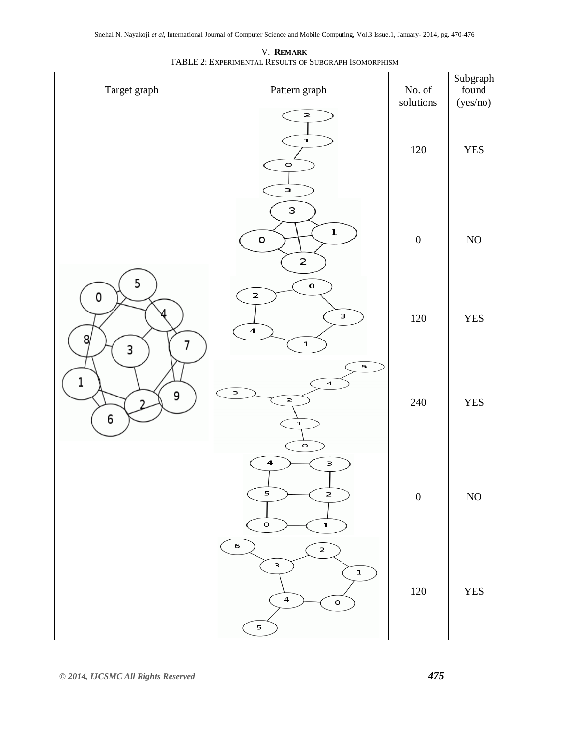## V. REMARK

TABLE 2: EXPERIMENTAL RESULTS OF SUBGRAPH ISOMORPHISM

| Target graph | Pattern graph | No. of solutions | Subgraph found (yes/no) |
|---|---|---|---|
| | | 120 | YES |
| | | 0 | NO |
| | | 120 | YES |
| | | 240 | YES |
| | | 0 | NO |
| | | 120 | YES |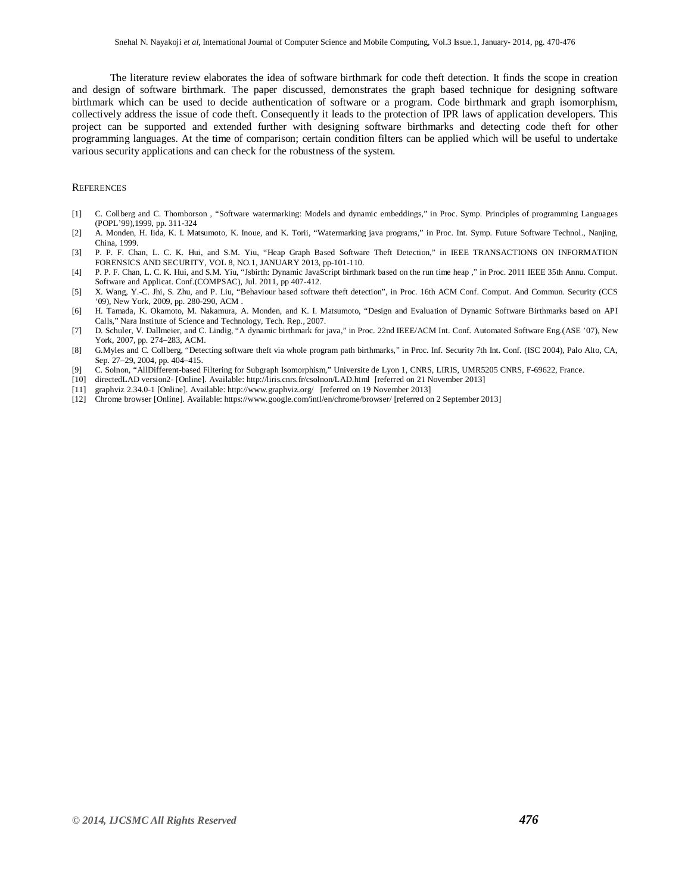The literature review elaborates the idea of software birthmark for code theft detection. It finds the scope in creation and design of software birthmark. The paper discussed, demonstrates the graph based technique for designing software birthmark which can be used to decide authentication of software or a program. Code birthmark and graph isomorphism, collectively address the issue of code theft. Consequently it leads to the protection of IPR laws of application developers. This project can be supported and extended further with designing software birthmarks and detecting code theft for other programming languages. At the time of comparison; certain condition filters can be applied which will be useful to undertake various security applications and can check for the robustness of the system.

## REFERENCES

[1] C. Collberg and C. Thomborson , "Software watermarking: Models and dynamic embeddings," in Proc. Symp. Principles of programming Languages (POPL'99),1999, pp. 311-324

[2] A. Monden, H. Iida, K. I. Matsumoto, K. Inoue, and K. Torii, "Watermarking java programs," in Proc. Int. Symp. Future Software Technol., Nanjing, China, 1999.

[3] P. P. F. Chan, L. C. K. Hui, and S.M. Yiu, "Heap Graph Based Software Theft Detection," in IEEE TRANSACTIONS ON INFORMATION FORENSICS AND SECURITY, VOL 8, NO.1, JANUARY 2013, pp-101-110.

[4] P. P. F. Chan, L. C. K. Hui, and S.M. Yiu, "Jsbirth: Dynamic JavaScript birthmark based on the run time heap ," in Proc. 2011 IEEE 35th Annu. Comput. Software and Applicat. Conf.(COMPSAC), Jul. 2011, pp 407-412.

[5] X. Wang, Y.-C. Jhi, S. Zhu, and P. Liu, "Behaviour based software theft detection", in Proc. 16th ACM Conf. Comput. And Commun. Security (CCS '09), New York, 2009, pp. 280-290, ACM .

[6] H. Tamada, K. Okamoto, M. Nakamura, A. Monden, and K. I. Matsumoto, "Design and Evaluation of Dynamic Software Birthmarks based on API Calls," Nara Institute of Science and Technology, Tech. Rep., 2007.

[7] D. Schuler, V. Dallmeier, and C. Lindig, "A dynamic birthmark for java," in Proc. 22nd IEEE/ACM Int. Conf. Automated Software Eng.(ASE '07), New York, 2007, pp. 274–283, ACM.

[8] G.Myles and C. Collberg, "Detecting software theft via whole program path birthmarks," in Proc. Inf. Security 7th Int. Conf. (ISC 2004), Palo Alto, CA, Sep. 27–29, 2004, pp. 404–415.

[9] C. Solnon, "AllDifferent-based Filtering for Subgraph Isomorphism," Universite de Lyon 1, CNRS, LIRIS, UMR5205 CNRS, F-69622, France.

[10] directedLAD version2- [Online]. Available: http://liris.cnrs.fr/csolnon/LAD.html [referred on 21 November 2013]

[11] graphviz 2.34.0-1 [Online]. Available: http://www.graphviz.org/ [referred on 19 November 2013]

[12] Chrome browser [Online]. Available: https://www.google.com/intl/en/chrome/browser/ [referred on 2 September 2013]